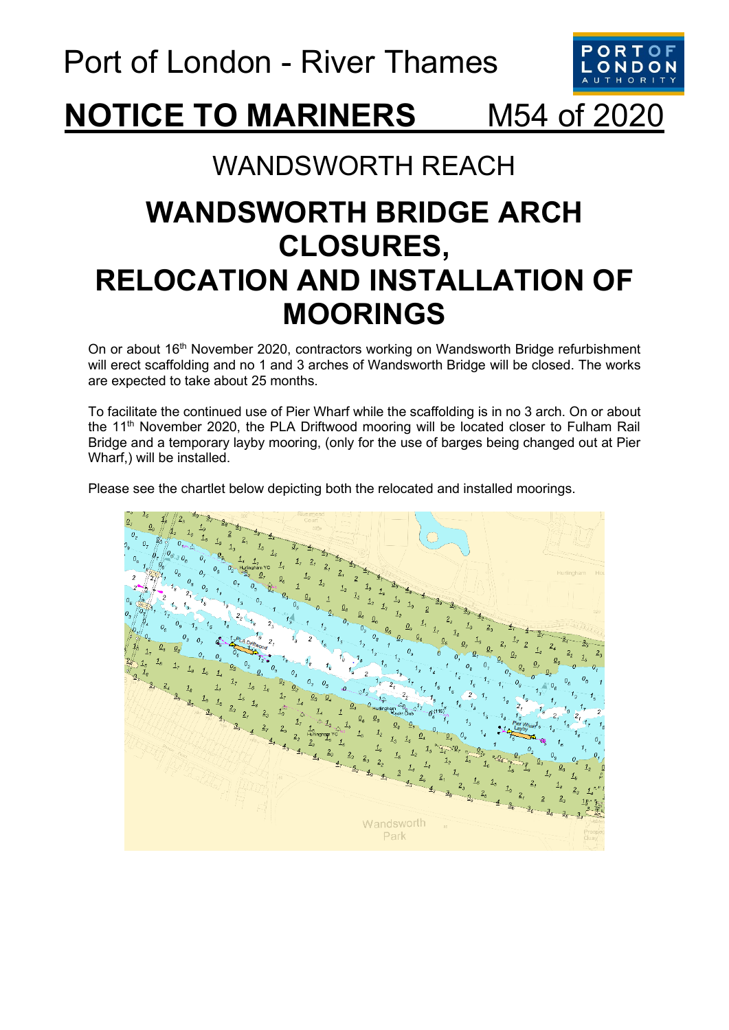Port of London - River Thames

# NOTICE TO MARINERS M54 of 2020

## WANDSWORTH REACH

# WANDSWORTH BRIDGE ARCH CLOSURES, RELOCATION AND INSTALLATION OF MOORINGS

On or about 16th November 2020, contractors working on Wandsworth Bridge refurbishment will erect scaffolding and no 1 and 3 arches of Wandsworth Bridge will be closed. The works are expected to take about 25 months.

To facilitate the continued use of Pier Wharf while the scaffolding is in no 3 arch. On or about the 11th November 2020, the PLA Driftwood mooring will be located closer to Fulham Rail Bridge and a temporary layby mooring, (only for the use of barges being changed out at Pier Wharf,) will be installed.

Please see the chartlet below depicting both the relocated and installed moorings.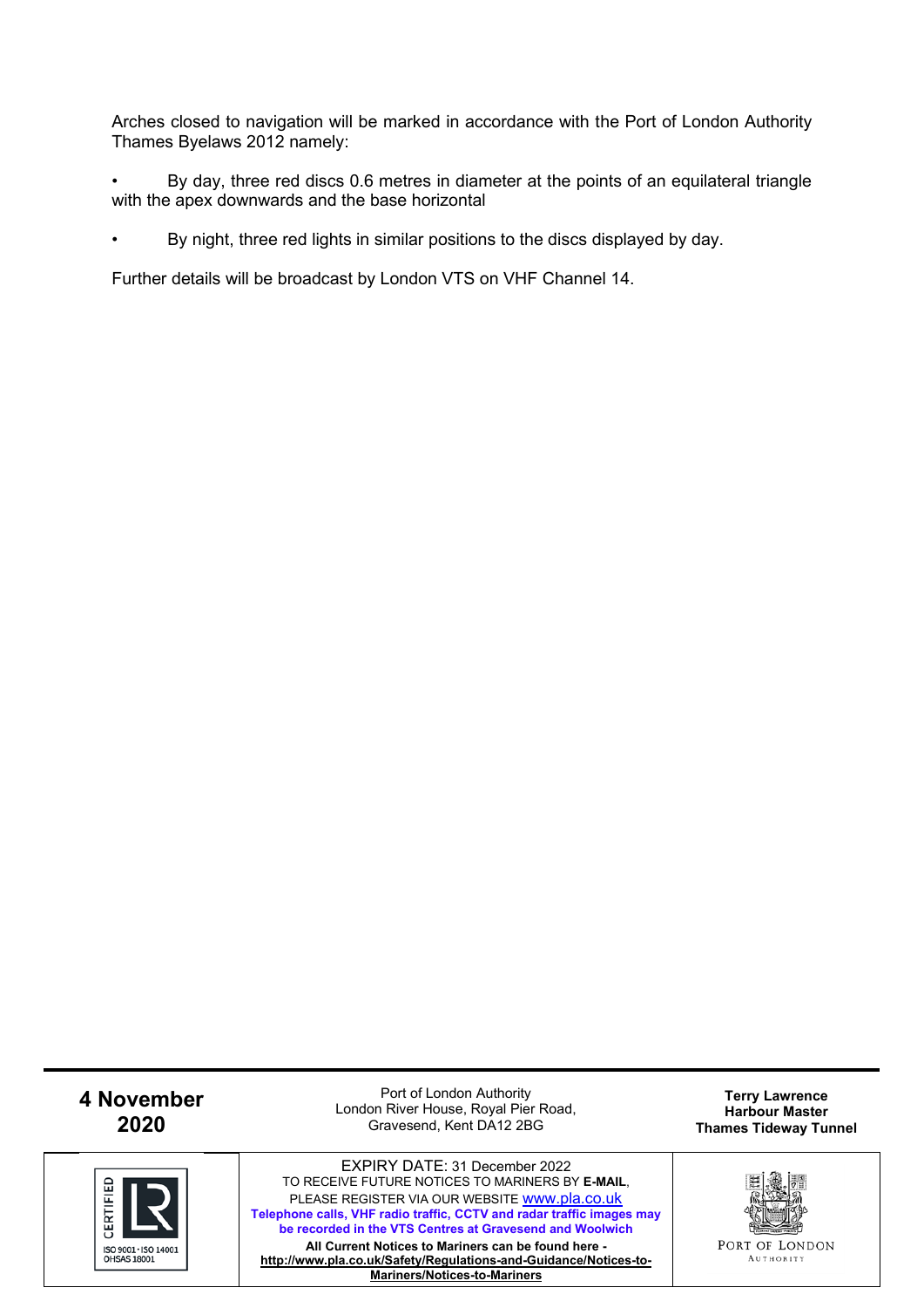Arches closed to navigation will be marked in accordance with the Port of London Authority Thames Byelaws 2012 namely:

- By day, three red discs 0.6 metres in diameter at the points of an equilateral triangle with the apex downwards and the base horizontal
- By night, three red lights in similar positions to the discs displayed by day.

Further details will be broadcast by London VTS on VHF Channel 14.

**4 November 2020**

Port of London Authority
London River House, Royal Pier Road,
Gravesend, Kent DA12 2BG

**Terry Lawrence**
**Harbour Master**
**Thames Tideway Tunnel**

CERTIFIED
ISO 9001 · ISO 14001
OHSAS 18001

EXPIRY DATE: 31 December 2022
TO RECEIVE FUTURE NOTICES TO MARINERS BY **E-MAIL**,
PLEASE REGISTER VIA OUR WEBSITE www.pla.co.uk
**Telephone calls, VHF radio traffic, CCTV and radar traffic images may be recorded in the VTS Centres at Gravesend and Woolwich**
**All Current Notices to Mariners can be found here -**
**http://www.pla.co.uk/Safety/Regulations-and-Guidance/Notices-to-Mariners/Notices-to-Mariners**

PORT OF LONDON AUTHORITY